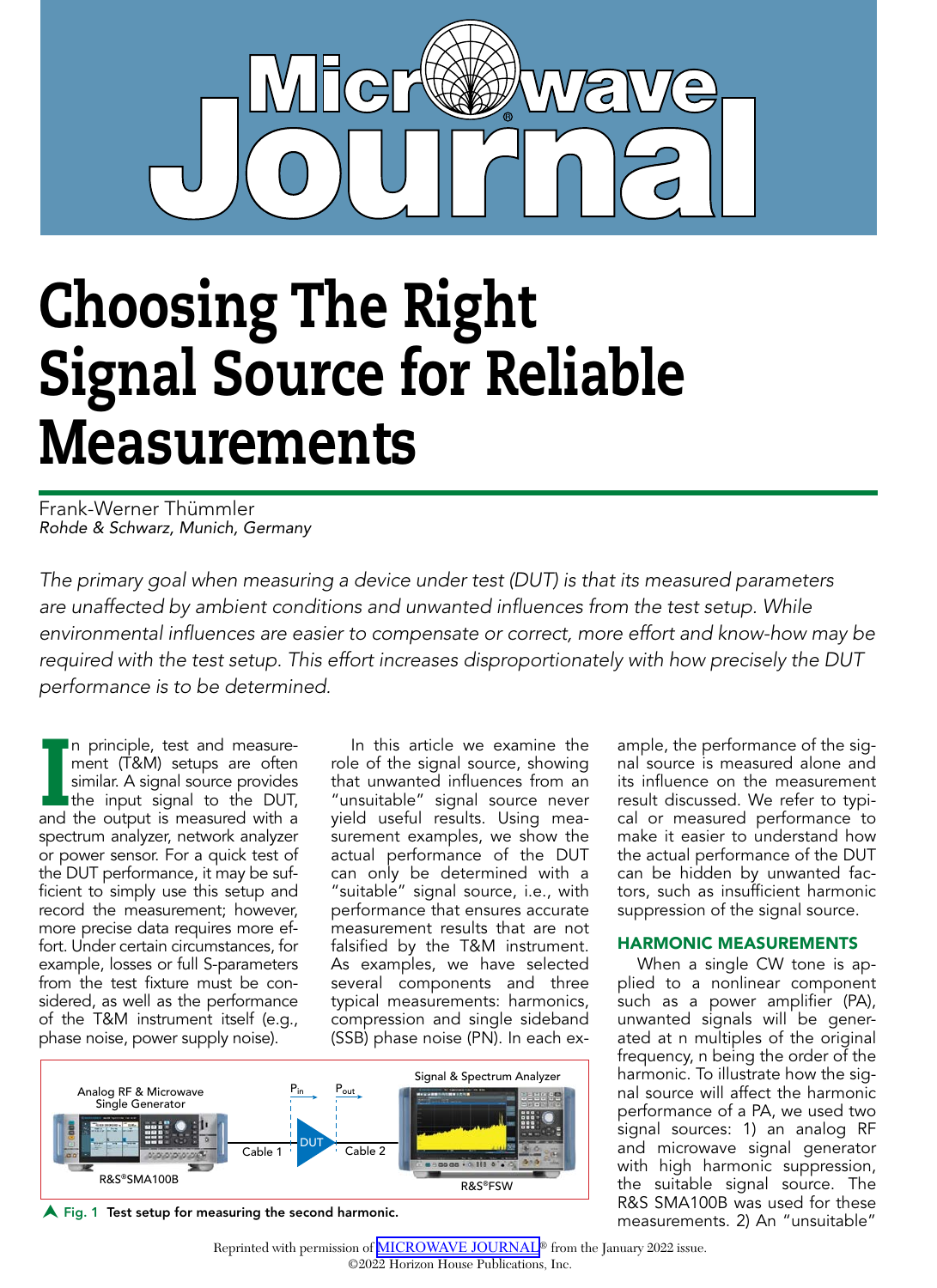# Choosing The Right Signal Source for Reliable Measurements

Frank-Werner Thümmler
*Rohde & Schwarz, Munich, Germany*

*The primary goal when measuring a device under test (DUT) is that its measured parameters are unaffected by ambient conditions and unwanted influences from the test setup. While environmental influences are easier to compensate or correct, more effort and know-how may be required with the test setup. This effort increases disproportionately with how precisely the DUT performance is to be determined.*

In principle, test and measurement (T&M) setups are often similar. A signal source provides the input signal to the DUT, and the output is measured with a spectrum analyzer, network analyzer or power sensor. For a quick test of the DUT performance, it may be sufficient to simply use this setup and record the measurement; however, more precise data requires more effort. Under certain circumstances, for example, losses or full S-parameters from the test fixture must be considered, as well as the performance of the T&M instrument itself (e.g., phase noise, power supply noise).

In this article we examine the role of the signal source, showing that unwanted influences from an "unsuitable" signal source never yield useful results. Using measurement examples, we show the actual performance of the DUT can only be determined with a "suitable" signal source, i.e., with performance that ensures accurate measurement results that are not falsified by the T&M instrument. As examples, we have selected several components and three typical measurements: harmonics, compression and single sideband (SSB) phase noise (PN). In each example, the performance of the signal source is measured alone and its influence on the measurement result discussed. We refer to typical or measured performance to make it easier to understand how the actual performance of the DUT can be hidden by unwanted factors, such as insufficient harmonic suppression of the signal source.

## HARMONIC MEASUREMENTS

When a single CW tone is applied to a nonlinear component such as a power amplifier (PA), unwanted signals will be generated at n multiples of the original frequency, n being the order of the harmonic. To illustrate how the signal source will affect the harmonic performance of a PA, we used two signal sources: 1) an analog RF and microwave signal generator with high harmonic suppression, the suitable signal source. The R&S SMA100B was used for these measurements. 2) An "unsuitable"

Analog RF & Microwave Single Generator — R&S®SMA100B — Cable 1 — $P_{in}$ — DUT — $P_{out}$ — Cable 2 — Signal & Spectrum Analyzer — R&S®FSW

**Fig. 1** Test setup for measuring the second harmonic.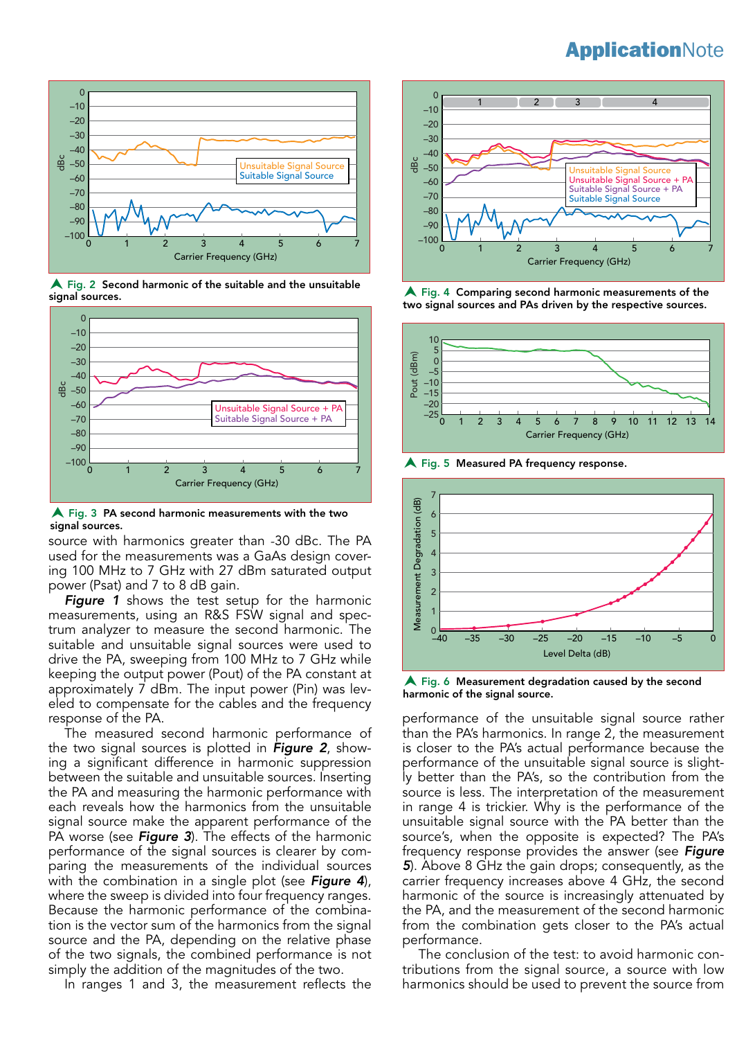▲ Fig. 2 Second harmonic of the suitable and the unsuitable signal sources.

▲ Fig. 3 PA second harmonic measurements with the two signal sources.

source with harmonics greater than -30 dBc. The PA used for the measurements was a GaAs design covering 100 MHz to 7 GHz with 27 dBm saturated output power (Psat) and 7 to 8 dB gain.

***Figure 1*** shows the test setup for the harmonic measurements, using an R&S FSW signal and spectrum analyzer to measure the second harmonic. The suitable and unsuitable signal sources were used to drive the PA, sweeping from 100 MHz to 7 GHz while keeping the output power (Pout) of the PA constant at approximately 7 dBm. The input power (Pin) was leveled to compensate for the cables and the frequency response of the PA.

The measured second harmonic performance of the two signal sources is plotted in ***Figure 2***, showing a significant difference in harmonic suppression between the suitable and unsuitable sources. Inserting the PA and measuring the harmonic performance with each reveals how the harmonics from the unsuitable signal source make the apparent performance of the PA worse (see ***Figure 3***). The effects of the harmonic performance of the signal sources is clearer by comparing the measurements of the individual sources with the combination in a single plot (see ***Figure 4***), where the sweep is divided into four frequency ranges. Because the harmonic performance of the combination is the vector sum of the harmonics from the signal source and the PA, depending on the relative phase of the two signals, the combined performance is not simply the addition of the magnitudes of the two.

In ranges 1 and 3, the measurement reflects the performance of the unsuitable signal source rather than the PA's harmonics. In range 2, the measurement is closer to the PA's actual performance because the performance of the unsuitable signal source is slightly better than the PA's, so the contribution from the source is less. The interpretation of the measurement in range 4 is trickier. Why is the performance of the unsuitable signal source with the PA better than the source's, when the opposite is expected? The PA's frequency response provides the answer (see ***Figure 5***). Above 8 GHz the gain drops; consequently, as the carrier frequency increases above 4 GHz, the second harmonic of the source is increasingly attenuated by the PA, and the measurement of the second harmonic from the combination gets closer to the PA's actual performance.

▲ Fig. 4 Comparing second harmonic measurements of the two signal sources and PAs driven by the respective sources.

▲ Fig. 5 Measured PA frequency response.

▲ Fig. 6 Measurement degradation caused by the second harmonic of the signal source.

The conclusion of the test: to avoid harmonic contributions from the signal source, a source with low harmonics should be used to prevent the source from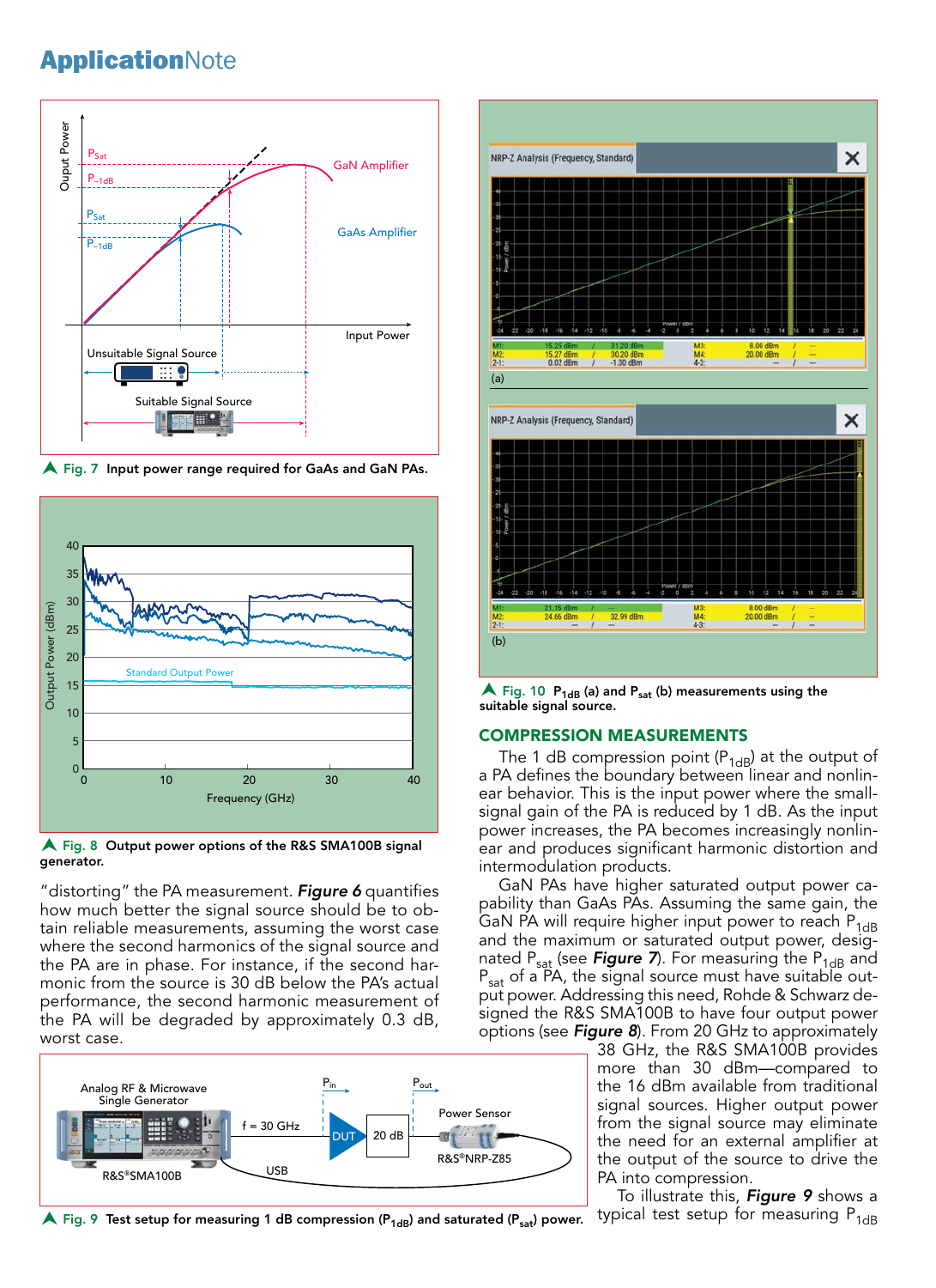Fig. 7 Input power range required for GaAs and GaN PAs.

Fig. 8 Output power options of the R&S SMA100B signal generator.

"distorting" the PA measurement. ***Figure 6*** quantifies how much better the signal source should be to obtain reliable measurements, assuming the worst case where the second harmonics of the signal source and the PA are in phase. For instance, if the second harmonic from the source is 30 dB below the PA's actual performance, the second harmonic measurement of the PA will be degraded by approximately 0.3 dB, worst case.

Fig. 9 Test setup for measuring 1 dB compression ($P_{1dB}$) and saturated ($P_{sat}$) power.

Fig. 10 $P_{1dB}$ (a) and $P_{sat}$ (b) measurements using the suitable signal source.

## COMPRESSION MEASUREMENTS

The 1 dB compression point ($P_{1dB}$) at the output of a PA defines the boundary between linear and nonlinear behavior. This is the input power where the small-signal gain of the PA is reduced by 1 dB. As the input power increases, the PA becomes increasingly nonlinear and produces significant harmonic distortion and intermodulation products.

GaN PAs have higher saturated output power capability than GaAs PAs. Assuming the same gain, the GaN PA will require higher input power to reach $P_{1dB}$ and the maximum or saturated output power, designated $P_{sat}$ (see ***Figure 7***). For measuring the $P_{1dB}$ and $P_{sat}$ of a PA, the signal source must have suitable output power. Addressing this need, Rohde & Schwarz designed the R&S SMA100B to have four output power options (see ***Figure 8***). From 20 GHz to approximately 38 GHz, the R&S SMA100B provides more than 30 dBm—compared to the 16 dBm available from traditional signal sources. Higher output power from the signal source may eliminate the need for an external amplifier at the output of the source to drive the PA into compression.

To illustrate this, ***Figure 9*** shows a typical test setup for measuring $P_{1dB}$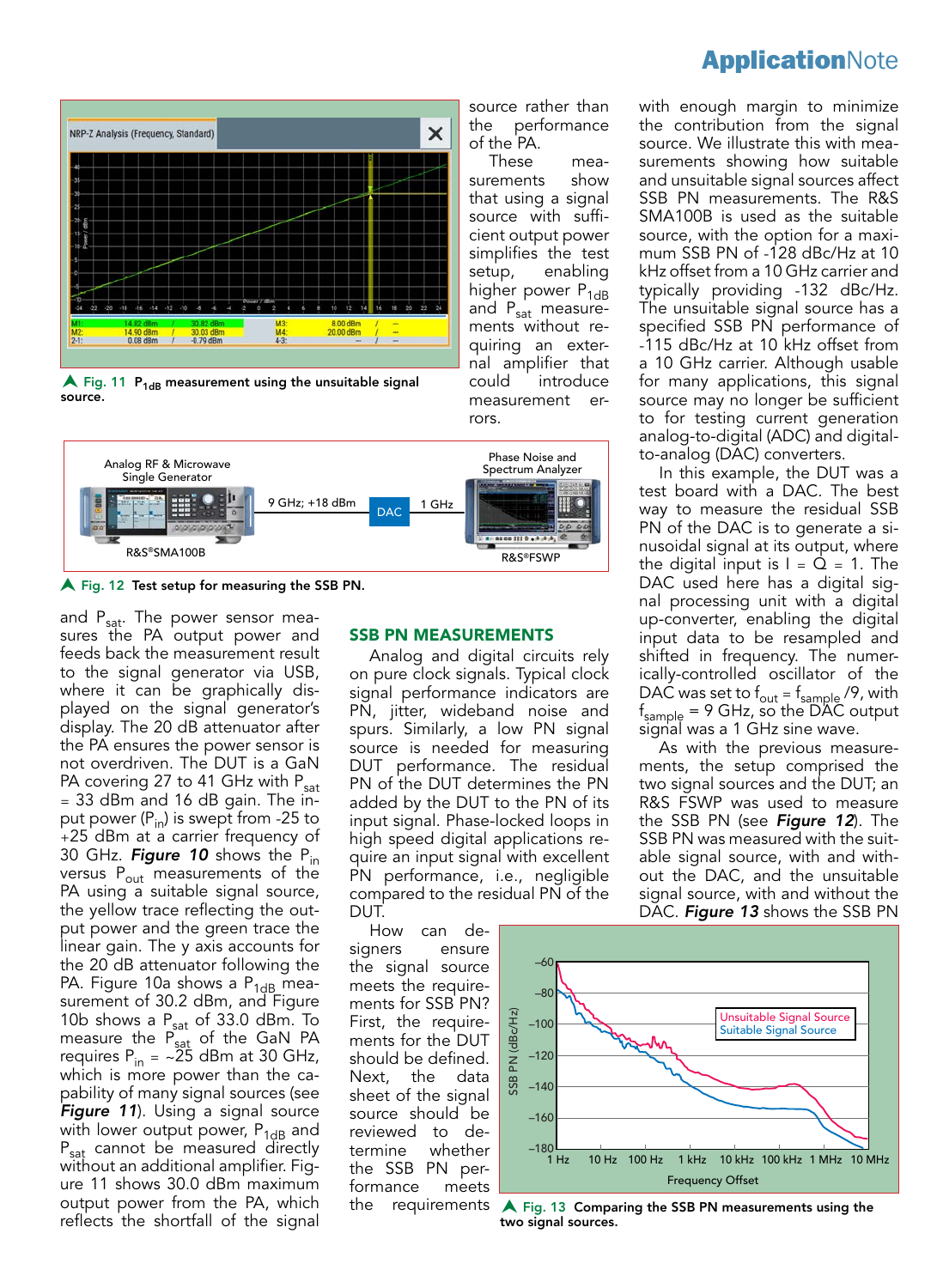**Fig. 11** $P_{1dB}$ **measurement using the unsuitable signal source.**

source rather than the performance of the PA.

These measurements show that using a signal source with sufficient output power simplifies the test setup, enabling higher power $P_{1dB}$ and $P_{sat}$ measurements without requiring an external amplifier that could introduce measurement errors.

**Fig. 12** **Test setup for measuring the SSB PN.**

and $P_{sat}$. The power sensor measures the PA output power and feeds back the measurement result to the signal generator via USB, where it can be graphically displayed on the signal generator's display. The 20 dB attenuator after the PA ensures the power sensor is not overdriven. The DUT is a GaN PA covering 27 to 41 GHz with $P_{sat}$ = 33 dBm and 16 dB gain. The input power ($P_{in}$) is swept from -25 to +25 dBm at a carrier frequency of 30 GHz. ***Figure 10*** shows the $P_{in}$ versus $P_{out}$ measurements of the PA using a suitable signal source, the yellow trace reflecting the output power and the green trace the linear gain. The y axis accounts for the 20 dB attenuator following the PA. Figure 10a shows a $P_{1dB}$ measurement of 30.2 dBm, and Figure 10b shows a $P_{sat}$ of 33.0 dBm. To measure the $P_{sat}$ of the GaN PA requires $P_{in}$ = ~25 dBm at 30 GHz, which is more power than the capability of many signal sources (see ***Figure 11***). Using a signal source with lower output power, $P_{1dB}$ and $P_{sat}$ cannot be measured directly without an additional amplifier. Figure 11 shows 30.0 dBm maximum output power from the PA, which reflects the shortfall of the signal

## SSB PN MEASUREMENTS

Analog and digital circuits rely on pure clock signals. Typical clock signal performance indicators are PN, jitter, wideband noise and spurs. Similarly, a low PN signal source is needed for measuring DUT performance. The residual PN of the DUT determines the PN added by the DUT to the PN of its input signal. Phase-locked loops in high speed digital applications require an input signal with excellent PN performance, i.e., negligible compared to the residual PN of the DUT.

How can designers ensure the signal source meets the requirements for SSB PN? First, the requirements for the DUT should be defined. Next, the data sheet of the signal source should be reviewed to determine whether the SSB PN performance meets the requirements with enough margin to minimize the contribution from the signal source. We illustrate this with measurements showing how suitable and unsuitable signal sources affect SSB PN measurements. The R&S SMA100B is used as the suitable source, with the option for a maximum SSB PN of -128 dBc/Hz at 10 kHz offset from a 10 GHz carrier and typically providing -132 dBc/Hz. The unsuitable signal source has a specified SSB PN performance of -115 dBc/Hz at 10 kHz offset from a 10 GHz carrier. Although usable for many applications, this signal source may no longer be sufficient to for testing current generation analog-to-digital (ADC) and digital-to-analog (DAC) converters.

In this example, the DUT was a test board with a DAC. The best way to measure the residual SSB PN of the DAC is to generate a sinusoidal signal at its output, where the digital input is I = Q = 1. The DAC used here has a digital signal processing unit with a digital up-converter, enabling the digital input data to be resampled and shifted in frequency. The numerically-controlled oscillator of the DAC was set to $f_{out} = f_{sample}/9$, with $f_{sample}$ = 9 GHz, so the DAC output signal was a 1 GHz sine wave.

As with the previous measurements, the setup comprised the two signal sources and the DUT; an R&S FSWP was used to measure the SSB PN (see ***Figure 12***). The SSB PN was measured with the suitable signal source, with and without the DAC, and the unsuitable signal source, with and without the DAC. ***Figure 13*** shows the SSB PN

**Fig. 13** **Comparing the SSB PN measurements using the two signal sources.**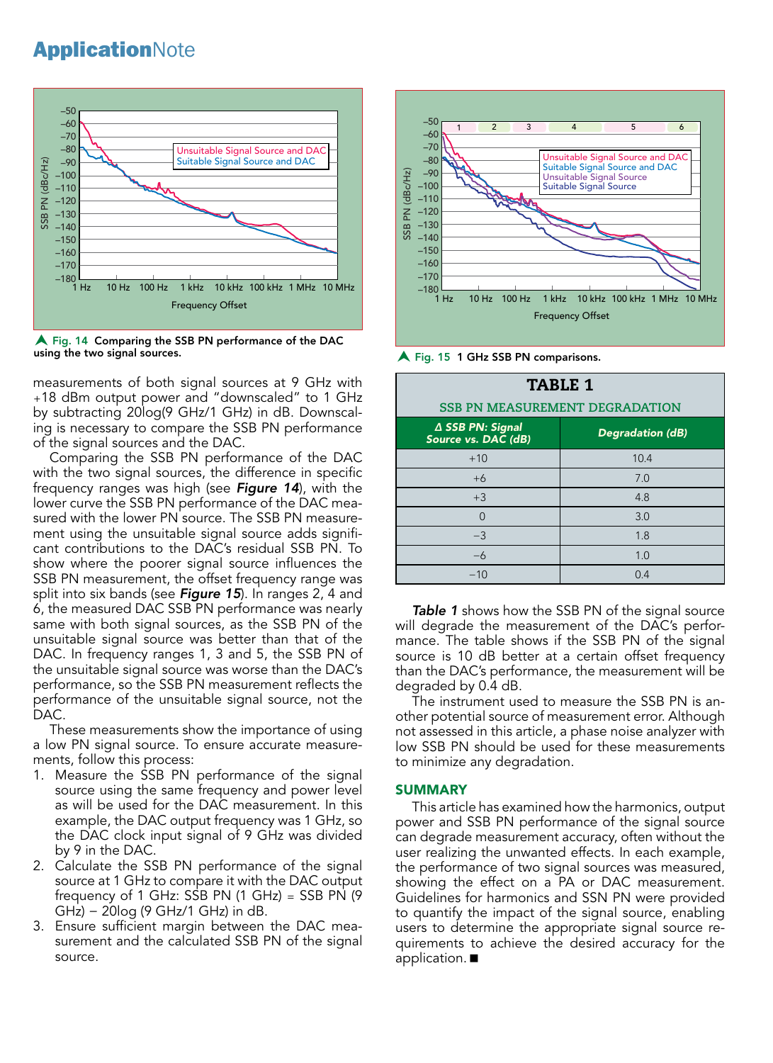−50
−60
−70
−80
−90
−100
−110
−120
−130
−140
−150
−160
−170
−180
SSB PN (dBc/Hz)
1 Hz 10 Hz 100 Hz 1 kHz 10 kHz 100 kHz 1 MHz 10 MHz
Frequency Offset
Unsuitable Signal Source and DAC
Suitable Signal Source and DAC

Fig. 14 Comparing the SSB PN performance of the DAC using the two signal sources.

−50
−60
−70
−80
−90
−100
−110
−120
−130
−140
−150
−160
−170
−180
SSB PN (dBc/Hz)
1 2 3 4 5 6
1 Hz 10 Hz 100 Hz 1 kHz 10 kHz 100 kHz 1 MHz 10 MHz
Frequency Offset
Unsuitable Signal Source and DAC
Suitable Signal Source and DAC
Unsuitable Signal Source
Suitable Signal Source

Fig. 15 1 GHz SSB PN comparisons.

measurements of both signal sources at 9 GHz with +18 dBm output power and "downscaled" to 1 GHz by subtracting 20log(9 GHz/1 GHz) in dB. Downscaling is necessary to compare the SSB PN performance of the signal sources and the DAC.

Comparing the SSB PN performance of the DAC with the two signal sources, the difference in specific frequency ranges was high (see ***Figure 14***), with the lower curve the SSB PN performance of the DAC measured with the lower PN source. The SSB PN measurement using the unsuitable signal source adds significant contributions to the DAC's residual SSB PN. To show where the poorer signal source influences the SSB PN measurement, the offset frequency range was split into six bands (see ***Figure 15***). In ranges 2, 4 and 6, the measured DAC SSB PN performance was nearly same with both signal sources, as the SSB PN of the unsuitable signal source was better than that of the DAC. In frequency ranges 1, 3 and 5, the SSB PN of the unsuitable signal source was worse than the DAC's performance, so the SSB PN measurement reflects the performance of the unsuitable signal source, not the DAC.

These measurements show the importance of using a low PN signal source. To ensure accurate measurements, follow this process:

1. Measure the SSB PN performance of the signal source using the same frequency and power level as will be used for the DAC measurement. In this example, the DAC output frequency was 1 GHz, so the DAC clock input signal of 9 GHz was divided by 9 in the DAC.
2. Calculate the SSB PN performance of the signal source at 1 GHz to compare it with the DAC output frequency of 1 GHz: SSB PN (1 GHz) = SSB PN (9 GHz) − 20log (9 GHz/1 GHz) in dB.
3. Ensure sufficient margin between the DAC measurement and the calculated SSB PN of the signal source.

**TABLE 1**
**SSB PN MEASUREMENT DEGRADATION**

| Δ SSB PN: Signal Source vs. DAC (dB) | Degradation (dB) |
|---|---|
| +10 | 10.4 |
| +6 | 7.0 |
| +3 | 4.8 |
| 0 | 3.0 |
| −3 | 1.8 |
| −6 | 1.0 |
| −10 | 0.4 |

***Table 1*** shows how the SSB PN of the signal source will degrade the measurement of the DAC's performance. The table shows if the SSB PN of the signal source is 10 dB better at a certain offset frequency than the DAC's performance, the measurement will be degraded by 0.4 dB.

The instrument used to measure the SSB PN is another potential source of measurement error. Although not assessed in this article, a phase noise analyzer with low SSB PN should be used for these measurements to minimize any degradation.

## SUMMARY

This article has examined how the harmonics, output power and SSB PN performance of the signal source can degrade measurement accuracy, often without the user realizing the unwanted effects. In each example, the performance of two signal sources was measured, showing the effect on a PA or DAC measurement. Guidelines for harmonics and SSN PN were provided to quantify the impact of the signal source, enabling users to determine the appropriate signal source requirements to achieve the desired accuracy for the application. ■